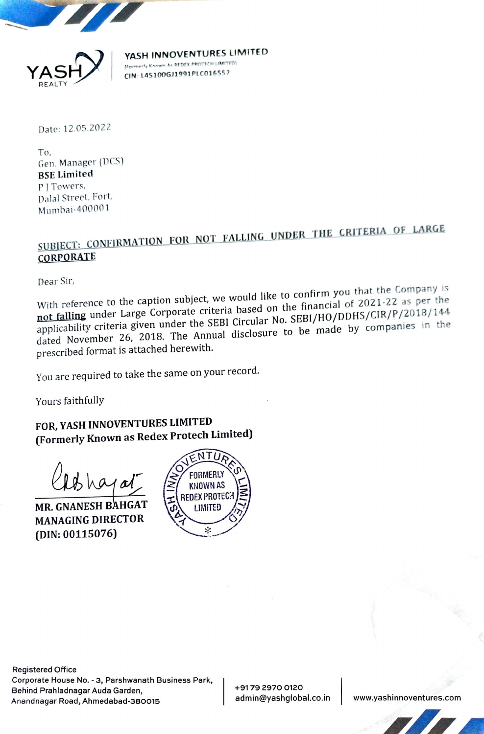YASH REALTY

**YASH INNOVENTURES LIMITED**
(Formerly Known As REDEX PROTECH LIMITED)
CIN: L45100GJ1991PLC016557

Date: 12.05.2022

To,
Gen. Manager (DCS)
**BSE Limited**
P J Towers,
Dalal Street, Fort,
Mumbai-400001

**SUBJECT: CONFIRMATION FOR NOT FALLING UNDER THE CRITERIA OF LARGE CORPORATE**

Dear Sir,

With reference to the caption subject, we would like to confirm you that the Company is **not falling** under Large Corporate criteria based on the financial of 2021-22 as per the applicability criteria given under the SEBI Circular No. SEBI/HO/DDHS/CIR/P/2018/144 dated November 26, 2018. The Annual disclosure to be made by companies in the prescribed format is attached herewith.

You are required to take the same on your record.

Yours faithfully

**FOR, YASH INNOVENTURES LIMITED**
**(Formerly Known as Redex Protech Limited)**

**MR. GNANESH BAHGAT**
**MANAGING DIRECTOR**
**(DIN: 00115076)**

Registered Office
Corporate House No. - 3, Parshwanath Business Park,
Behind Prahladnagar Auda Garden,
Anandnagar Road, Ahmedabad-380015

+91 79 2970 0120
admin@yashglobal.co.in

www.yashinnoventures.com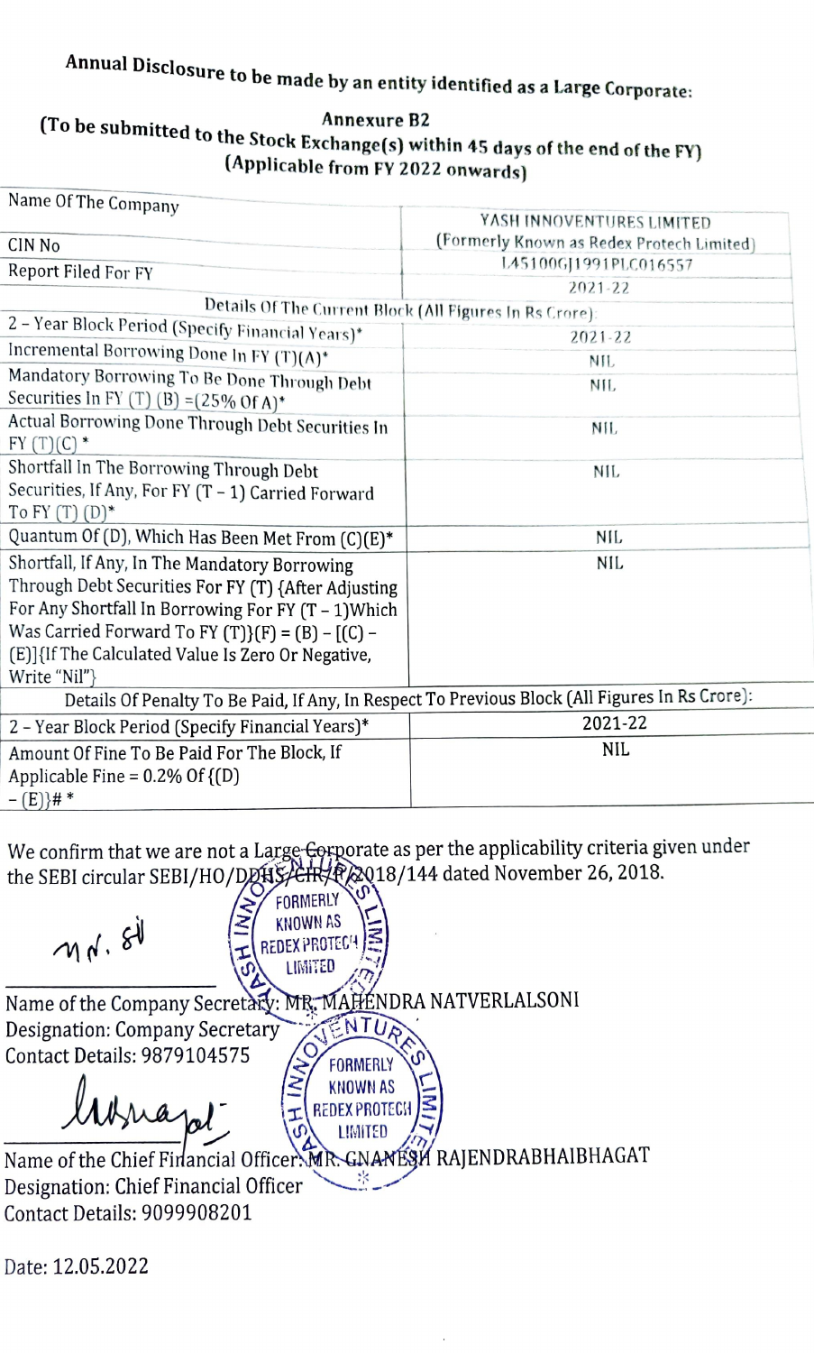**Annual Disclosure to be made by an entity identified as a Large Corporate:**

**Annexure B2**

**(To be submitted to the Stock Exchange(s) within 45 days of the end of the FY)**

**(Applicable from FY 2022 onwards)**

| | |
|---|---|
| Name Of The Company | YASH INNOVENTURES LIMITED (Formerly Known as Redex Protech Limited) |
| CIN No | L45100GJ1991PLC016557 |
| Report Filed For FY | 2021-22 |
| Details Of The Current Block (All Figures In Rs Crore): | |
| 2 - Year Block Period (Specify Financial Years)* | 2021-22 |
| Incremental Borrowing Done In FY (T)(A)* | NIL |
| Mandatory Borrowing To Be Done Through Debt Securities In FY (T) (B) =(25% Of A)* | NIL |
| Actual Borrowing Done Through Debt Securities In FY (T)(C) * | NIL |
| Shortfall In The Borrowing Through Debt Securities, If Any, For FY (T – 1) Carried Forward To FY (T) (D)* | NIL |
| Quantum Of (D), Which Has Been Met From (C)(E)* | NIL |
| Shortfall, If Any, In The Mandatory Borrowing Through Debt Securities For FY (T) {After Adjusting For Any Shortfall In Borrowing For FY (T – 1)Which Was Carried Forward To FY (T)}(F) = (B) – [(C) – (E)]{If The Calculated Value Is Zero Or Negative, Write "Nil"} | NIL |
| Details Of Penalty To Be Paid, If Any, In Respect To Previous Block (All Figures In Rs Crore): | |
| 2 - Year Block Period (Specify Financial Years)* | 2021-22 |
| Amount Of Fine To Be Paid For The Block, If Applicable Fine = 0.2% Of {(D) – (E)}# * | NIL |

We confirm that we are not a Large Corporate as per the applicability criteria given under the SEBI circular SEBI/HO/DDHS/CIR/P/2018/144 dated November 26, 2018.

Name of the Company Secretary: MR. MAHENDRA NATVERLALSONI
Designation: Company Secretary
Contact Details: 9879104575

Name of the Chief Financial Officer: MR. GNANESH RAJENDRABHAIBHAGAT
Designation: Chief Financial Officer
Contact Details: 9099908201

Date: 12.05.2022